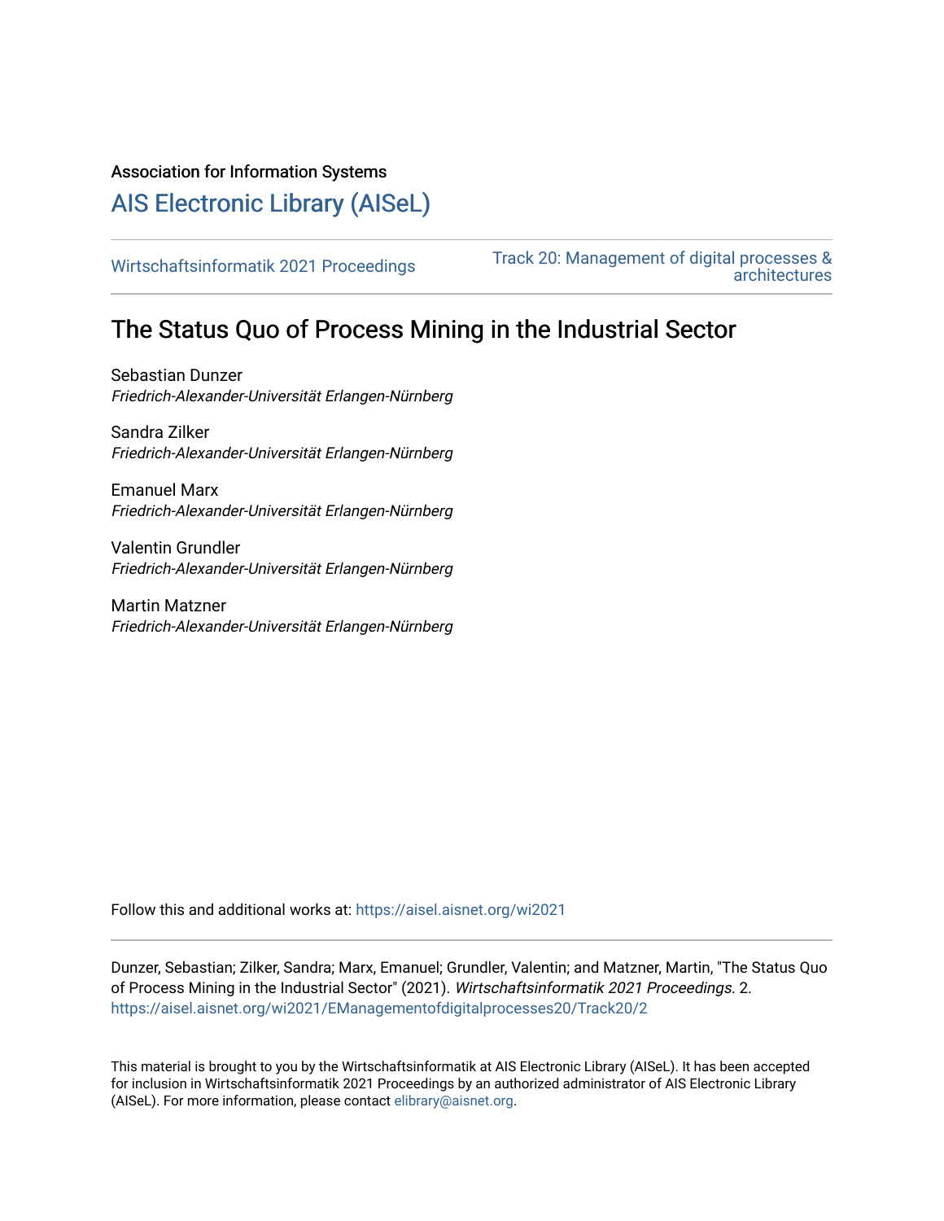Association for Information Systems

# AIS Electronic Library (AISeL)

Wirtschaftsinformatik 2021 Proceedings

Track 20: Management of digital processes & architectures

## The Status Quo of Process Mining in the Industrial Sector

Sebastian Dunzer
*Friedrich-Alexander-Universität Erlangen-Nürnberg*

Sandra Zilker
*Friedrich-Alexander-Universität Erlangen-Nürnberg*

Emanuel Marx
*Friedrich-Alexander-Universität Erlangen-Nürnberg*

Valentin Grundler
*Friedrich-Alexander-Universität Erlangen-Nürnberg*

Martin Matzner
*Friedrich-Alexander-Universität Erlangen-Nürnberg*

Follow this and additional works at: https://aisel.aisnet.org/wi2021

Dunzer, Sebastian; Zilker, Sandra; Marx, Emanuel; Grundler, Valentin; and Matzner, Martin, "The Status Quo of Process Mining in the Industrial Sector" (2021). *Wirtschaftsinformatik 2021 Proceedings*. 2.
https://aisel.aisnet.org/wi2021/EManagementofdigitalprocesses20/Track20/2

This material is brought to you by the Wirtschaftsinformatik at AIS Electronic Library (AISeL). It has been accepted for inclusion in Wirtschaftsinformatik 2021 Proceedings by an authorized administrator of AIS Electronic Library (AISeL). For more information, please contact elibrary@aisnet.org.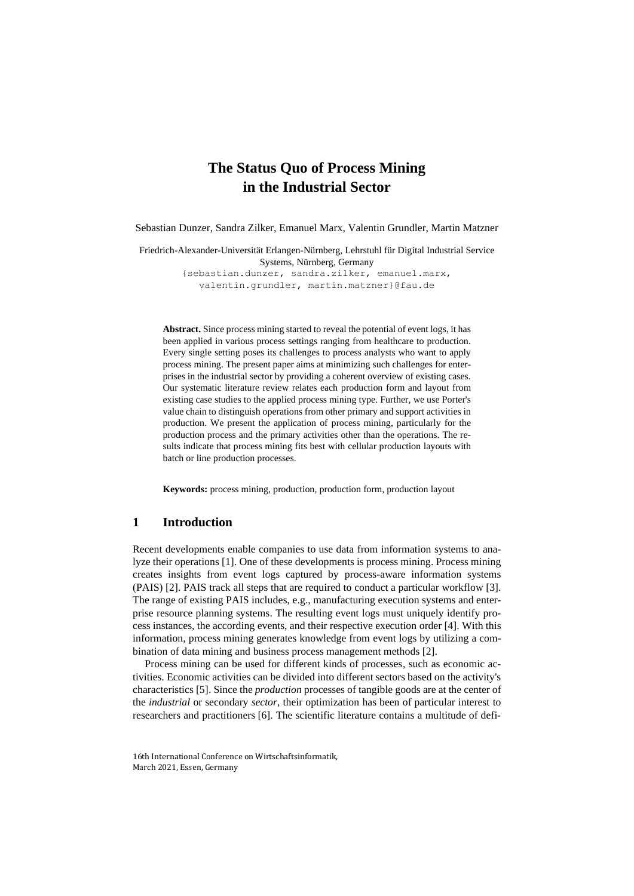# The Status Quo of Process Mining in the Industrial Sector

Sebastian Dunzer, Sandra Zilker, Emanuel Marx, Valentin Grundler, Martin Matzner

Friedrich-Alexander-Universität Erlangen-Nürnberg, Lehrstuhl für Digital Industrial Service Systems, Nürnberg, Germany
{sebastian.dunzer, sandra.zilker, emanuel.marx, valentin.grundler, martin.matzner}@fau.de

**Abstract.** Since process mining started to reveal the potential of event logs, it has been applied in various process settings ranging from healthcare to production. Every single setting poses its challenges to process analysts who want to apply process mining. The present paper aims at minimizing such challenges for enterprises in the industrial sector by providing a coherent overview of existing cases. Our systematic literature review relates each production form and layout from existing case studies to the applied process mining type. Further, we use Porter's value chain to distinguish operations from other primary and support activities in production. We present the application of process mining, particularly for the production process and the primary activities other than the operations. The results indicate that process mining fits best with cellular production layouts with batch or line production processes.

**Keywords:** process mining, production, production form, production layout

## 1 Introduction

Recent developments enable companies to use data from information systems to analyze their operations [1]. One of these developments is process mining. Process mining creates insights from event logs captured by process-aware information systems (PAIS) [2]. PAIS track all steps that are required to conduct a particular workflow [3]. The range of existing PAIS includes, e.g., manufacturing execution systems and enterprise resource planning systems. The resulting event logs must uniquely identify process instances, the according events, and their respective execution order [4]. With this information, process mining generates knowledge from event logs by utilizing a combination of data mining and business process management methods [2].

Process mining can be used for different kinds of processes, such as economic activities. Economic activities can be divided into different sectors based on the activity's characteristics [5]. Since the *production* processes of tangible goods are at the center of the *industrial* or secondary *sector*, their optimization has been of particular interest to researchers and practitioners [6]. The scientific literature contains a multitude of defi-

16th International Conference on Wirtschaftsinformatik,
March 2021, Essen, Germany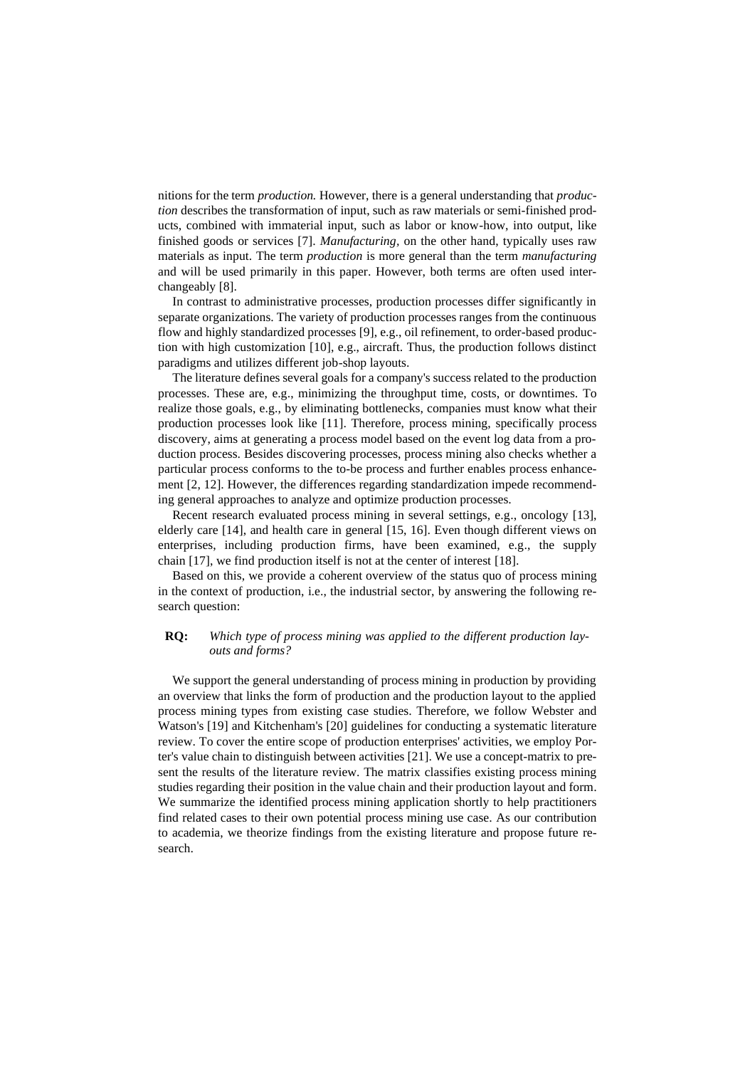nitions for the term *production.* However, there is a general understanding that *production* describes the transformation of input, such as raw materials or semi-finished products, combined with immaterial input, such as labor or know-how, into output, like finished goods or services [7]. *Manufacturing*, on the other hand, typically uses raw materials as input. The term *production* is more general than the term *manufacturing* and will be used primarily in this paper. However, both terms are often used interchangeably [8].

In contrast to administrative processes, production processes differ significantly in separate organizations. The variety of production processes ranges from the continuous flow and highly standardized processes [9], e.g., oil refinement, to order-based production with high customization [10], e.g., aircraft. Thus, the production follows distinct paradigms and utilizes different job-shop layouts.

The literature defines several goals for a company's success related to the production processes. These are, e.g., minimizing the throughput time, costs, or downtimes. To realize those goals, e.g., by eliminating bottlenecks, companies must know what their production processes look like [11]. Therefore, process mining, specifically process discovery, aims at generating a process model based on the event log data from a production process. Besides discovering processes, process mining also checks whether a particular process conforms to the to-be process and further enables process enhancement [2, 12]. However, the differences regarding standardization impede recommending general approaches to analyze and optimize production processes.

Recent research evaluated process mining in several settings, e.g., oncology [13], elderly care [14], and health care in general [15, 16]. Even though different views on enterprises, including production firms, have been examined, e.g., the supply chain [17], we find production itself is not at the center of interest [18].

Based on this, we provide a coherent overview of the status quo of process mining in the context of production, i.e., the industrial sector, by answering the following research question:

**RQ:** *Which type of process mining was applied to the different production layouts and forms?*

We support the general understanding of process mining in production by providing an overview that links the form of production and the production layout to the applied process mining types from existing case studies. Therefore, we follow Webster and Watson's [19] and Kitchenham's [20] guidelines for conducting a systematic literature review. To cover the entire scope of production enterprises' activities, we employ Porter's value chain to distinguish between activities [21]. We use a concept-matrix to present the results of the literature review. The matrix classifies existing process mining studies regarding their position in the value chain and their production layout and form. We summarize the identified process mining application shortly to help practitioners find related cases to their own potential process mining use case. As our contribution to academia, we theorize findings from the existing literature and propose future research.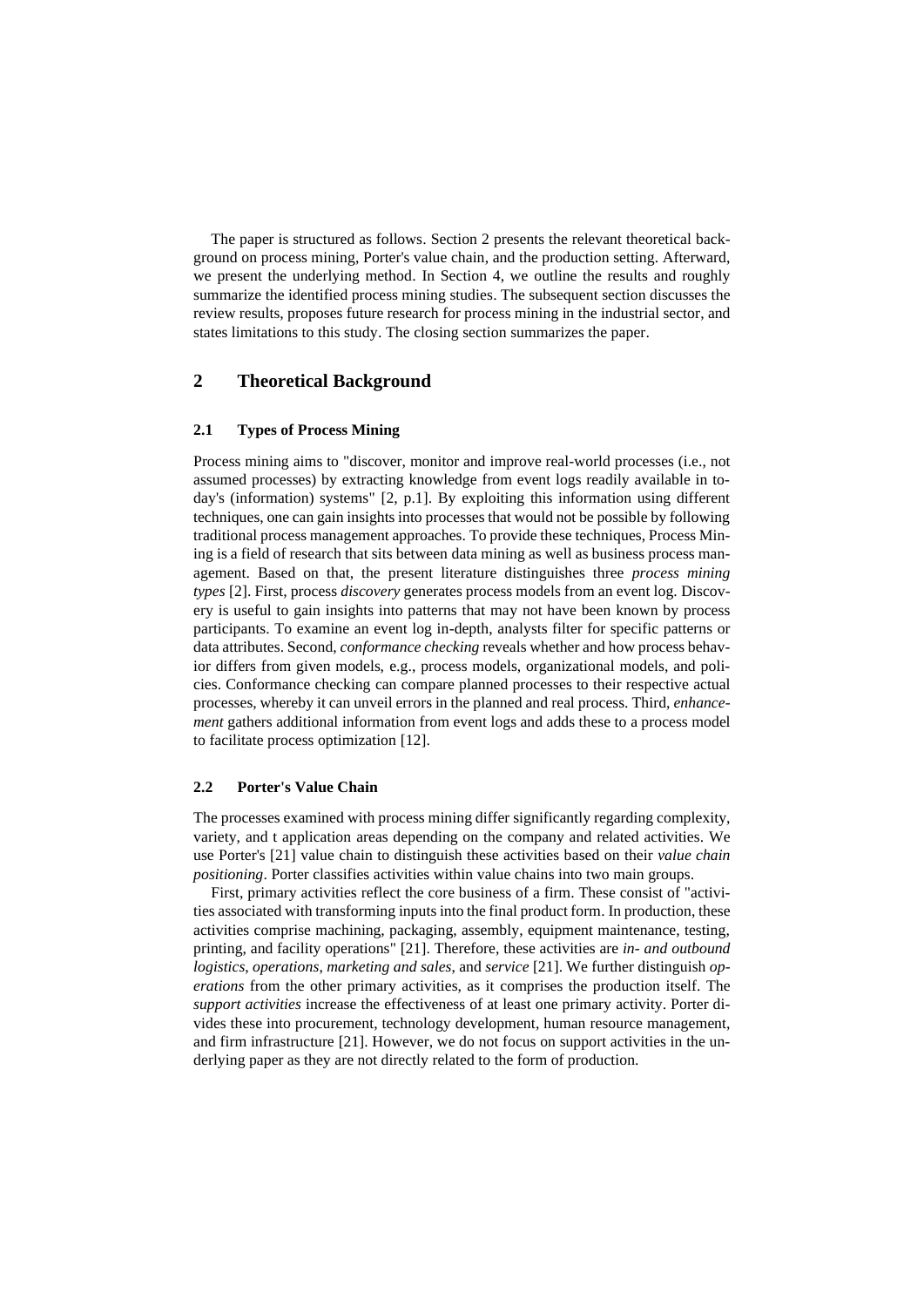The paper is structured as follows. Section 2 presents the relevant theoretical background on process mining, Porter's value chain, and the production setting. Afterward, we present the underlying method. In Section 4, we outline the results and roughly summarize the identified process mining studies. The subsequent section discusses the review results, proposes future research for process mining in the industrial sector, and states limitations to this study. The closing section summarizes the paper.

## 2 Theoretical Background

### 2.1 Types of Process Mining

Process mining aims to "discover, monitor and improve real-world processes (i.e., not assumed processes) by extracting knowledge from event logs readily available in today's (information) systems" [2, p.1]. By exploiting this information using different techniques, one can gain insights into processes that would not be possible by following traditional process management approaches. To provide these techniques, Process Mining is a field of research that sits between data mining as well as business process management. Based on that, the present literature distinguishes three *process mining types* [2]. First, process *discovery* generates process models from an event log. Discovery is useful to gain insights into patterns that may not have been known by process participants. To examine an event log in-depth, analysts filter for specific patterns or data attributes. Second, *conformance checking* reveals whether and how process behavior differs from given models, e.g., process models, organizational models, and policies. Conformance checking can compare planned processes to their respective actual processes, whereby it can unveil errors in the planned and real process. Third, *enhancement* gathers additional information from event logs and adds these to a process model to facilitate process optimization [12].

### 2.2 Porter's Value Chain

The processes examined with process mining differ significantly regarding complexity, variety, and t application areas depending on the company and related activities. We use Porter's [21] value chain to distinguish these activities based on their *value chain positioning*. Porter classifies activities within value chains into two main groups.

First, primary activities reflect the core business of a firm. These consist of "activities associated with transforming inputs into the final product form. In production, these activities comprise machining, packaging, assembly, equipment maintenance, testing, printing, and facility operations" [21]. Therefore, these activities are *in- and outbound logistics*, *operations*, *marketing and sales*, and *service* [21]. We further distinguish *operations* from the other primary activities, as it comprises the production itself. The *support activities* increase the effectiveness of at least one primary activity. Porter divides these into procurement, technology development, human resource management, and firm infrastructure [21]. However, we do not focus on support activities in the underlying paper as they are not directly related to the form of production.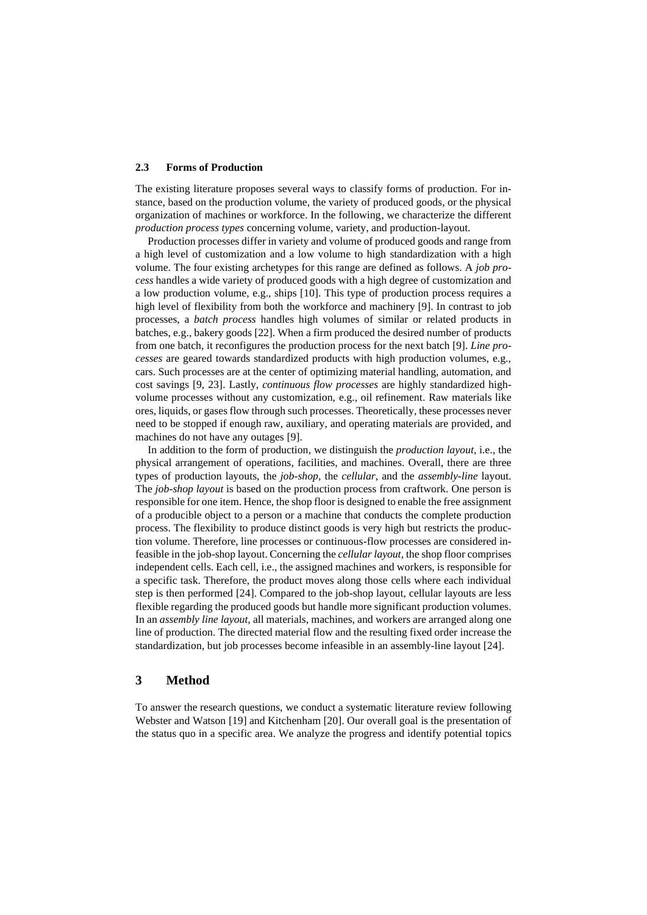### 2.3 Forms of Production

The existing literature proposes several ways to classify forms of production. For instance, based on the production volume, the variety of produced goods, or the physical organization of machines or workforce. In the following, we characterize the different *production process types* concerning volume, variety, and production-layout.

Production processes differ in variety and volume of produced goods and range from a high level of customization and a low volume to high standardization with a high volume. The four existing archetypes for this range are defined as follows. A *job process* handles a wide variety of produced goods with a high degree of customization and a low production volume, e.g., ships [10]. This type of production process requires a high level of flexibility from both the workforce and machinery [9]. In contrast to job processes, a *batch process* handles high volumes of similar or related products in batches, e.g., bakery goods [22]. When a firm produced the desired number of products from one batch, it reconfigures the production process for the next batch [9]. *Line processes* are geared towards standardized products with high production volumes, e.g., cars. Such processes are at the center of optimizing material handling, automation, and cost savings [9, 23]. Lastly, *continuous flow processes* are highly standardized high-volume processes without any customization, e.g., oil refinement. Raw materials like ores, liquids, or gases flow through such processes. Theoretically, these processes never need to be stopped if enough raw, auxiliary, and operating materials are provided, and machines do not have any outages [9].

In addition to the form of production, we distinguish the *production layout*, i.e., the physical arrangement of operations, facilities, and machines. Overall, there are three types of production layouts, the *job-shop*, the *cellular*, and the *assembly-line* layout. The *job-shop layout* is based on the production process from craftwork. One person is responsible for one item. Hence, the shop floor is designed to enable the free assignment of a producible object to a person or a machine that conducts the complete production process. The flexibility to produce distinct goods is very high but restricts the production volume. Therefore, line processes or continuous-flow processes are considered infeasible in the job-shop layout. Concerning the *cellular layout*, the shop floor comprises independent cells. Each cell, i.e., the assigned machines and workers, is responsible for a specific task. Therefore, the product moves along those cells where each individual step is then performed [24]. Compared to the job-shop layout, cellular layouts are less flexible regarding the produced goods but handle more significant production volumes. In an *assembly line layout*, all materials, machines, and workers are arranged along one line of production. The directed material flow and the resulting fixed order increase the standardization, but job processes become infeasible in an assembly-line layout [24].

## 3 Method

To answer the research questions, we conduct a systematic literature review following Webster and Watson [19] and Kitchenham [20]. Our overall goal is the presentation of the status quo in a specific area. We analyze the progress and identify potential topics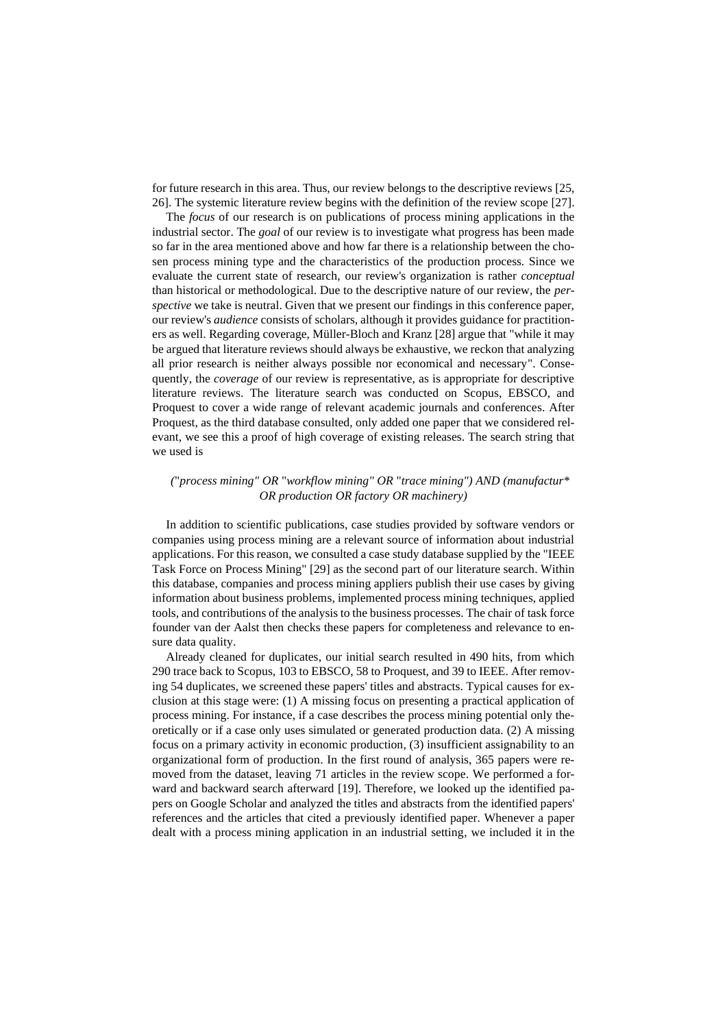for future research in this area. Thus, our review belongs to the descriptive reviews [25, 26]. The systemic literature review begins with the definition of the review scope [27].

The *focus* of our research is on publications of process mining applications in the industrial sector. The *goal* of our review is to investigate what progress has been made so far in the area mentioned above and how far there is a relationship between the chosen process mining type and the characteristics of the production process. Since we evaluate the current state of research, our review's organization is rather *conceptual* than historical or methodological. Due to the descriptive nature of our review, the *perspective* we take is neutral. Given that we present our findings in this conference paper, our review's *audience* consists of scholars, although it provides guidance for practitioners as well. Regarding coverage, Müller-Bloch and Kranz [28] argue that "while it may be argued that literature reviews should always be exhaustive, we reckon that analyzing all prior research is neither always possible nor economical and necessary". Consequently, the *coverage* of our review is representative, as is appropriate for descriptive literature reviews. The literature search was conducted on Scopus, EBSCO, and Proquest to cover a wide range of relevant academic journals and conferences. After Proquest, as the third database consulted, only added one paper that we considered relevant, we see this a proof of high coverage of existing releases. The search string that we used is

*("process mining" OR "workflow mining" OR "trace mining") AND (manufactur* OR production OR factory OR machinery)*

In addition to scientific publications, case studies provided by software vendors or companies using process mining are a relevant source of information about industrial applications. For this reason, we consulted a case study database supplied by the "IEEE Task Force on Process Mining" [29] as the second part of our literature search. Within this database, companies and process mining appliers publish their use cases by giving information about business problems, implemented process mining techniques, applied tools, and contributions of the analysis to the business processes. The chair of task force founder van der Aalst then checks these papers for completeness and relevance to ensure data quality.

Already cleaned for duplicates, our initial search resulted in 490 hits, from which 290 trace back to Scopus, 103 to EBSCO, 58 to Proquest, and 39 to IEEE. After removing 54 duplicates, we screened these papers' titles and abstracts. Typical causes for exclusion at this stage were: (1) A missing focus on presenting a practical application of process mining. For instance, if a case describes the process mining potential only theoretically or if a case only uses simulated or generated production data. (2) A missing focus on a primary activity in economic production, (3) insufficient assignability to an organizational form of production. In the first round of analysis, 365 papers were removed from the dataset, leaving 71 articles in the review scope. We performed a forward and backward search afterward [19]. Therefore, we looked up the identified papers on Google Scholar and analyzed the titles and abstracts from the identified papers' references and the articles that cited a previously identified paper. Whenever a paper dealt with a process mining application in an industrial setting, we included it in the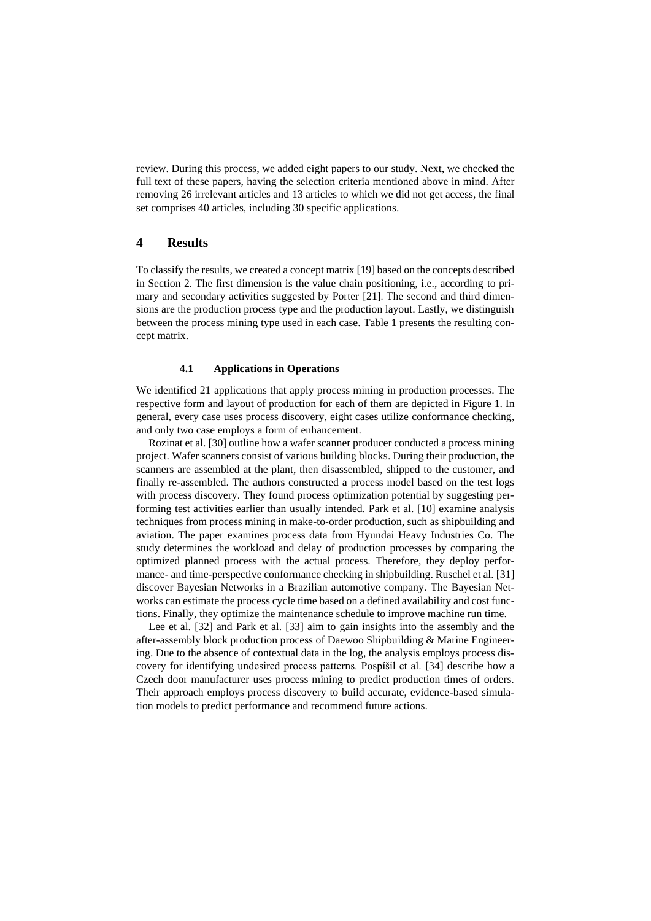review. During this process, we added eight papers to our study. Next, we checked the full text of these papers, having the selection criteria mentioned above in mind. After removing 26 irrelevant articles and 13 articles to which we did not get access, the final set comprises 40 articles, including 30 specific applications.

## 4 Results

To classify the results, we created a concept matrix [19] based on the concepts described in Section 2. The first dimension is the value chain positioning, i.e., according to primary and secondary activities suggested by Porter [21]. The second and third dimensions are the production process type and the production layout. Lastly, we distinguish between the process mining type used in each case. Table 1 presents the resulting concept matrix.

### 4.1 Applications in Operations

We identified 21 applications that apply process mining in production processes. The respective form and layout of production for each of them are depicted in Figure 1. In general, every case uses process discovery, eight cases utilize conformance checking, and only two case employs a form of enhancement.

Rozinat et al. [30] outline how a wafer scanner producer conducted a process mining project. Wafer scanners consist of various building blocks. During their production, the scanners are assembled at the plant, then disassembled, shipped to the customer, and finally re-assembled. The authors constructed a process model based on the test logs with process discovery. They found process optimization potential by suggesting performing test activities earlier than usually intended. Park et al. [10] examine analysis techniques from process mining in make-to-order production, such as shipbuilding and aviation. The paper examines process data from Hyundai Heavy Industries Co. The study determines the workload and delay of production processes by comparing the optimized planned process with the actual process. Therefore, they deploy performance- and time-perspective conformance checking in shipbuilding. Ruschel et al. [31] discover Bayesian Networks in a Brazilian automotive company. The Bayesian Networks can estimate the process cycle time based on a defined availability and cost functions. Finally, they optimize the maintenance schedule to improve machine run time.

Lee et al. [32] and Park et al. [33] aim to gain insights into the assembly and the after-assembly block production process of Daewoo Shipbuilding & Marine Engineering. Due to the absence of contextual data in the log, the analysis employs process discovery for identifying undesired process patterns. Pospíšil et al. [34] describe how a Czech door manufacturer uses process mining to predict production times of orders. Their approach employs process discovery to build accurate, evidence-based simulation models to predict performance and recommend future actions.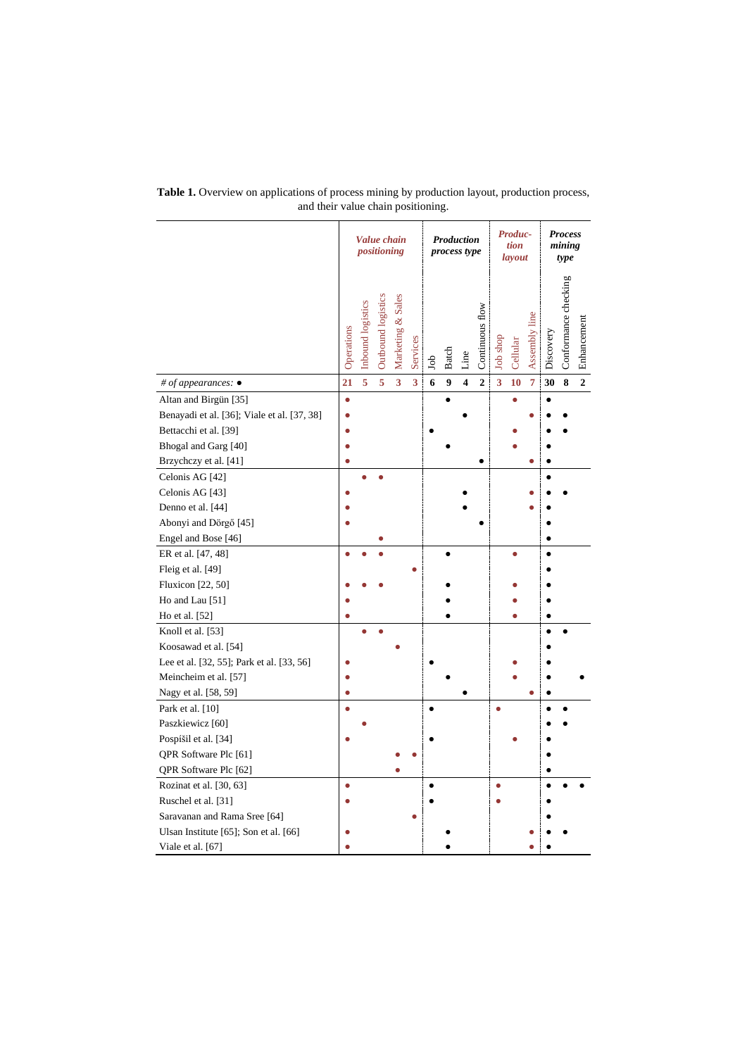**Table 1.** Overview on applications of process mining by production layout, production process, and their value chain positioning.

| | *Value chain positioning* | | | | | *Production process type* | | | | *Production layout* | | | *Process mining type* | | |
|---|---|---|---|---|---|---|---|---|---|---|---|---|---|---|---|
| | Operations | Inbound logistics | Outbound logistics | Marketing & Sales | Services | Job | Batch | Line | Continuous flow | Job shop | Cellular | Assembly line | Discovery | Conformance checking | Enhancement |
| *# of appearances:* ● | **21** | **5** | **5** | **3** | **3** | **6** | **9** | **4** | **2** | **3** | **10** | **7** | **30** | **8** | **2** |
| Altan and Birgün [35] | ● | | | | | | ● | | | | ● | | ● | | |
| Benayadi et al. [36]; Viale et al. [37, 38] | ● | | | | | | | ● | | | | ● | ● | ● | |
| Bettacchi et al. [39] | ● | | | | | ● | | | | | ● | | ● | ● | |
| Bhogal and Garg [40] | ● | | | | | | ● | | | | ● | | ● | | |
| Brzychczy et al. [41] | ● | | | | | | | | ● | | | ● | ● | | |
| Celonis AG [42] | | ● | ● | | | | | | | | | | ● | | |
| Celonis AG [43] | ● | | | | | | | ● | | | | ● | ● | ● | |
| Denno et al. [44] | ● | | | | | | | ● | | | | ● | ● | | |
| Abonyi and Dörgő [45] | ● | | | | | | | | ● | | | | ● | | |
| Engel and Bose [46] | | | ● | | | | | | | | | | ● | | |
| ER et al. [47, 48] | ● | ● | ● | | | | ● | | | | ● | | ● | | |
| Fleig et al. [49] | | | | | ● | | | | | | | | ● | | |
| Fluxicon [22, 50] | ● | ● | ● | | | | ● | | | | ● | | ● | | |
| Ho and Lau [51] | ● | | | | | | ● | | | | ● | | ● | | |
| Ho et al. [52] | ● | | | | | | ● | | | | ● | | ● | | |
| Knoll et al. [53] | | ● | ● | | | | | | | | | | ● | ● | |
| Koosawad et al. [54] | | | | ● | | | | | | | | | ● | | |
| Lee et al. [32, 55]; Park et al. [33, 56] | ● | | | | | ● | | | | | ● | | ● | | |
| Meincheim et al. [57] | ● | | | | | | ● | | | | ● | | ● | | ● |
| Nagy et al. [58, 59] | ● | | | | | | | ● | | | | ● | ● | | |
| Park et al. [10] | ● | | | | | ● | | | | ● | | | ● | ● | |
| Paszkiewicz [60] | | ● | | | | | | | | | | | ● | ● | |
| Pospíšil et al. [34] | ● | | | | | ● | | | | | ● | | ● | | |
| QPR Software Plc [61] | | | | ● | ● | | | | | | | | ● | | |
| QPR Software Plc [62] | | | | ● | | | | | | | | | ● | | |
| Rozinat et al. [30, 63] | ● | | | | | ● | | | | ● | | | ● | ● | ● |
| Ruschel et al. [31] | ● | | | | | ● | | | | ● | | | ● | | |
| Saravanan and Rama Sree [64] | | | | | ● | | | | | | | | ● | | |
| Ulsan Institute [65]; Son et al. [66] | ● | | | | | | ● | | | | | ● | ● | ● | |
| Viale et al. [67] | ● | | | | | | ● | | | | | ● | ● | | |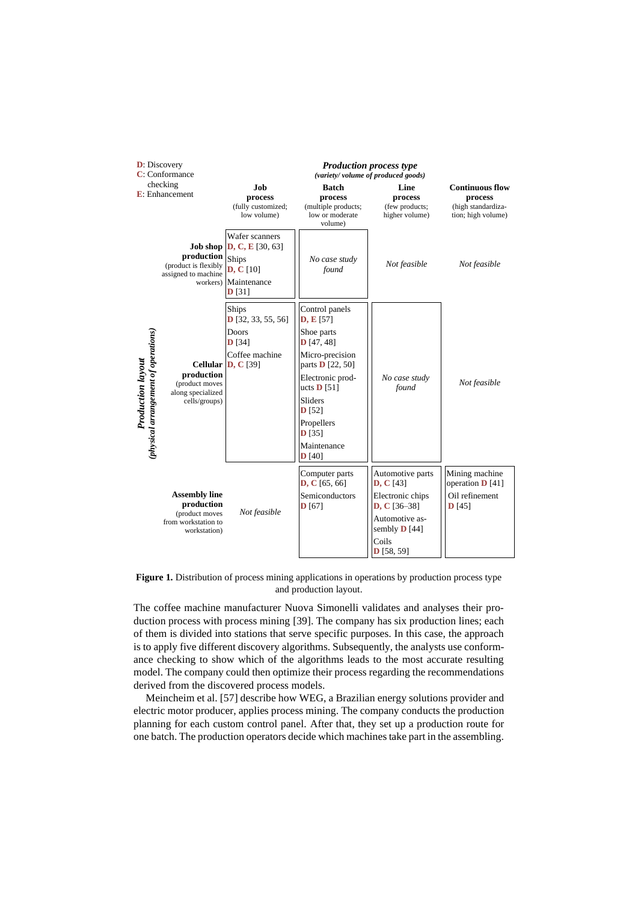| Production layout (physical arrangement of operations) | Job process (fully customized; low volume) | Batch process (multiple products; low or moderate volume) | Line process (few products; higher volume) | Continuous flow process (high standardization; high volume) |
|---|---|---|---|---|
| **Job shop production** (product is flexibly assigned to machine workers) | Wafer scanners **D, C, E** [30, 63]<br>Ships **D, C** [10]<br>Maintenance **D** [31] | *No case study found* | *Not feasible* | *Not feasible* |
| **Cellular production** (product moves along specialized cells/groups) | Ships **D** [32, 33, 55, 56]<br>Doors **D** [34]<br>Coffee machine **D, C** [39] | Control panels **D, E** [57]<br>Shoe parts **D** [47, 48]<br>Micro-precision parts **D** [22, 50]<br>Electronic products **D** [51]<br>Sliders **D** [52]<br>Propellers **D** [35]<br>Maintenance **D** [40] | *No case study found* | *Not feasible* |
| **Assembly line production** (product moves from workstation to workstation) | *Not feasible* | Computer parts **D, C** [65, 66]<br>Semiconductors **D** [67] | Automotive parts **D, C** [43]<br>Electronic chips **D, C** [36–38]<br>Automotive assembly **D** [44]<br>Coils **D** [58, 59] | Mining machine operation **D** [41]<br>Oil refinement **D** [45] |

**D**: Discovery
**C**: Conformance checking
**E**: Enhancement

*Production process type (variety/ volume of produced goods)*

**Figure 1.** Distribution of process mining applications in operations by production process type and production layout.

The coffee machine manufacturer Nuova Simonelli validates and analyses their production process with process mining [39]. The company has six production lines; each of them is divided into stations that serve specific purposes. In this case, the approach is to apply five different discovery algorithms. Subsequently, the analysts use conformance checking to show which of the algorithms leads to the most accurate resulting model. The company could then optimize their process regarding the recommendations derived from the discovered process models.

Meincheim et al. [57] describe how WEG, a Brazilian energy solutions provider and electric motor producer, applies process mining. The company conducts the production planning for each custom control panel. After that, they set up a production route for one batch. The production operators decide which machines take part in the assembling.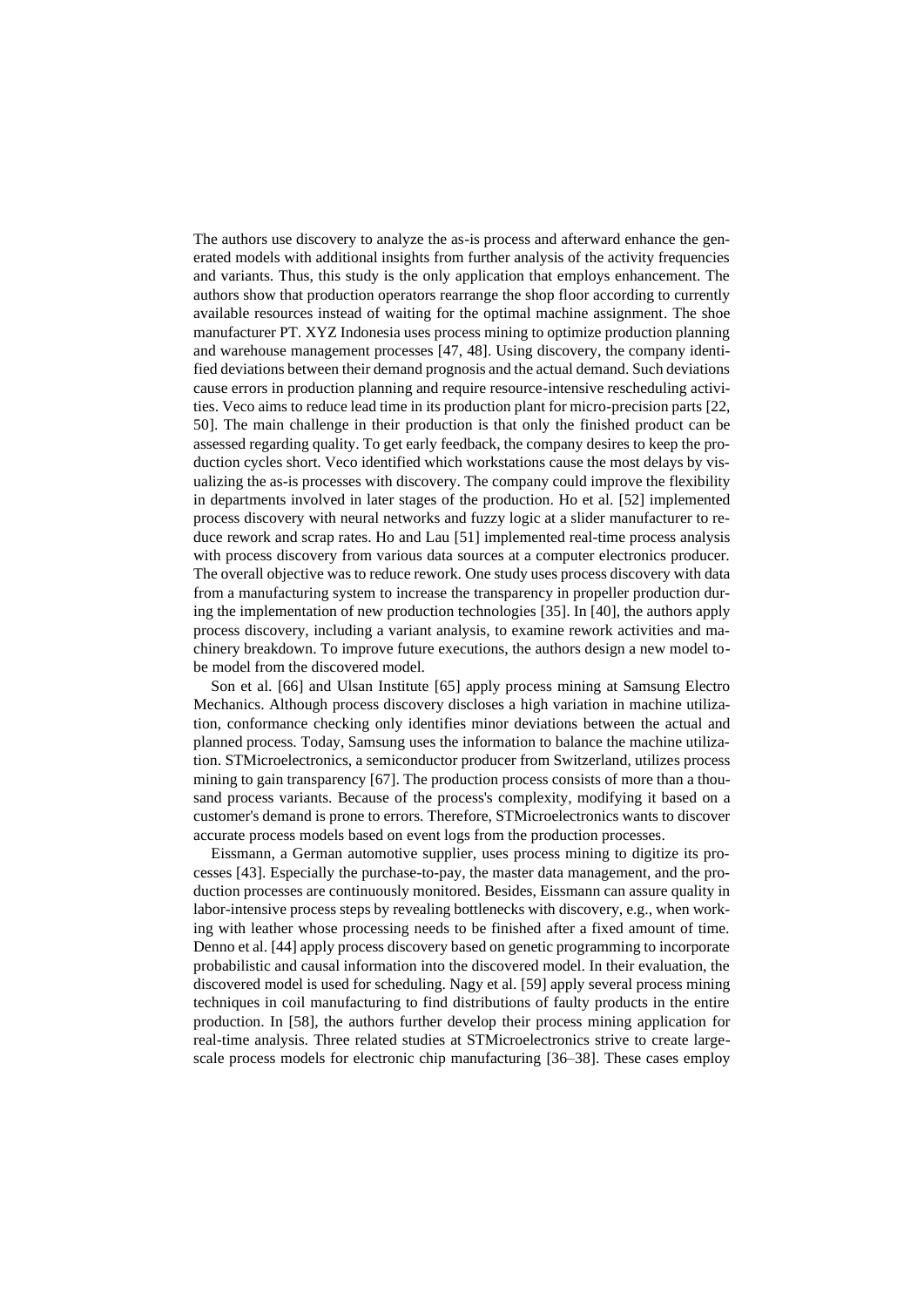The authors use discovery to analyze the as-is process and afterward enhance the generated models with additional insights from further analysis of the activity frequencies and variants. Thus, this study is the only application that employs enhancement. The authors show that production operators rearrange the shop floor according to currently available resources instead of waiting for the optimal machine assignment. The shoe manufacturer PT. XYZ Indonesia uses process mining to optimize production planning and warehouse management processes [47, 48]. Using discovery, the company identified deviations between their demand prognosis and the actual demand. Such deviations cause errors in production planning and require resource-intensive rescheduling activities. Veco aims to reduce lead time in its production plant for micro-precision parts [22, 50]. The main challenge in their production is that only the finished product can be assessed regarding quality. To get early feedback, the company desires to keep the production cycles short. Veco identified which workstations cause the most delays by visualizing the as-is processes with discovery. The company could improve the flexibility in departments involved in later stages of the production. Ho et al. [52] implemented process discovery with neural networks and fuzzy logic at a slider manufacturer to reduce rework and scrap rates. Ho and Lau [51] implemented real-time process analysis with process discovery from various data sources at a computer electronics producer. The overall objective was to reduce rework. One study uses process discovery with data from a manufacturing system to increase the transparency in propeller production during the implementation of new production technologies [35]. In [40], the authors apply process discovery, including a variant analysis, to examine rework activities and machinery breakdown. To improve future executions, the authors design a new model to-be model from the discovered model.

Son et al. [66] and Ulsan Institute [65] apply process mining at Samsung Electro Mechanics. Although process discovery discloses a high variation in machine utilization, conformance checking only identifies minor deviations between the actual and planned process. Today, Samsung uses the information to balance the machine utilization. STMicroelectronics, a semiconductor producer from Switzerland, utilizes process mining to gain transparency [67]. The production process consists of more than a thousand process variants. Because of the process's complexity, modifying it based on a customer's demand is prone to errors. Therefore, STMicroelectronics wants to discover accurate process models based on event logs from the production processes.

Eissmann, a German automotive supplier, uses process mining to digitize its processes [43]. Especially the purchase-to-pay, the master data management, and the production processes are continuously monitored. Besides, Eissmann can assure quality in labor-intensive process steps by revealing bottlenecks with discovery, e.g., when working with leather whose processing needs to be finished after a fixed amount of time. Denno et al. [44] apply process discovery based on genetic programming to incorporate probabilistic and causal information into the discovered model. In their evaluation, the discovered model is used for scheduling. Nagy et al. [59] apply several process mining techniques in coil manufacturing to find distributions of faulty products in the entire production. In [58], the authors further develop their process mining application for real-time analysis. Three related studies at STMicroelectronics strive to create large-scale process models for electronic chip manufacturing [36–38]. These cases employ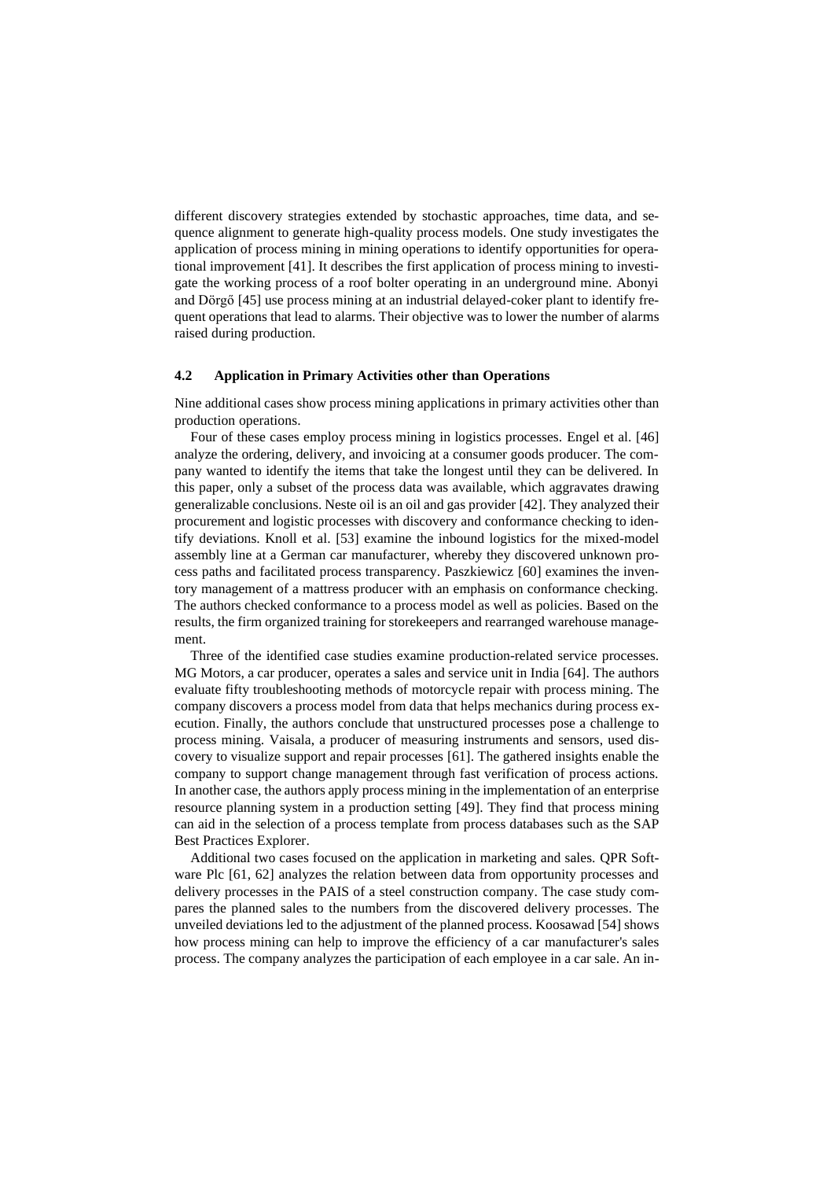different discovery strategies extended by stochastic approaches, time data, and sequence alignment to generate high-quality process models. One study investigates the application of process mining in mining operations to identify opportunities for operational improvement [41]. It describes the first application of process mining to investigate the working process of a roof bolter operating in an underground mine. Abonyi and Dörgő [45] use process mining at an industrial delayed-coker plant to identify frequent operations that lead to alarms. Their objective was to lower the number of alarms raised during production.

### 4.2 Application in Primary Activities other than Operations

Nine additional cases show process mining applications in primary activities other than production operations.

Four of these cases employ process mining in logistics processes. Engel et al. [46] analyze the ordering, delivery, and invoicing at a consumer goods producer. The company wanted to identify the items that take the longest until they can be delivered. In this paper, only a subset of the process data was available, which aggravates drawing generalizable conclusions. Neste oil is an oil and gas provider [42]. They analyzed their procurement and logistic processes with discovery and conformance checking to identify deviations. Knoll et al. [53] examine the inbound logistics for the mixed-model assembly line at a German car manufacturer, whereby they discovered unknown process paths and facilitated process transparency. Paszkiewicz [60] examines the inventory management of a mattress producer with an emphasis on conformance checking. The authors checked conformance to a process model as well as policies. Based on the results, the firm organized training for storekeepers and rearranged warehouse management.

Three of the identified case studies examine production-related service processes. MG Motors, a car producer, operates a sales and service unit in India [64]. The authors evaluate fifty troubleshooting methods of motorcycle repair with process mining. The company discovers a process model from data that helps mechanics during process execution. Finally, the authors conclude that unstructured processes pose a challenge to process mining. Vaisala, a producer of measuring instruments and sensors, used discovery to visualize support and repair processes [61]. The gathered insights enable the company to support change management through fast verification of process actions. In another case, the authors apply process mining in the implementation of an enterprise resource planning system in a production setting [49]. They find that process mining can aid in the selection of a process template from process databases such as the SAP Best Practices Explorer.

Additional two cases focused on the application in marketing and sales. QPR Software Plc [61, 62] analyzes the relation between data from opportunity processes and delivery processes in the PAIS of a steel construction company. The case study compares the planned sales to the numbers from the discovered delivery processes. The unveiled deviations led to the adjustment of the planned process. Koosawad [54] shows how process mining can help to improve the efficiency of a car manufacturer's sales process. The company analyzes the participation of each employee in a car sale. An in-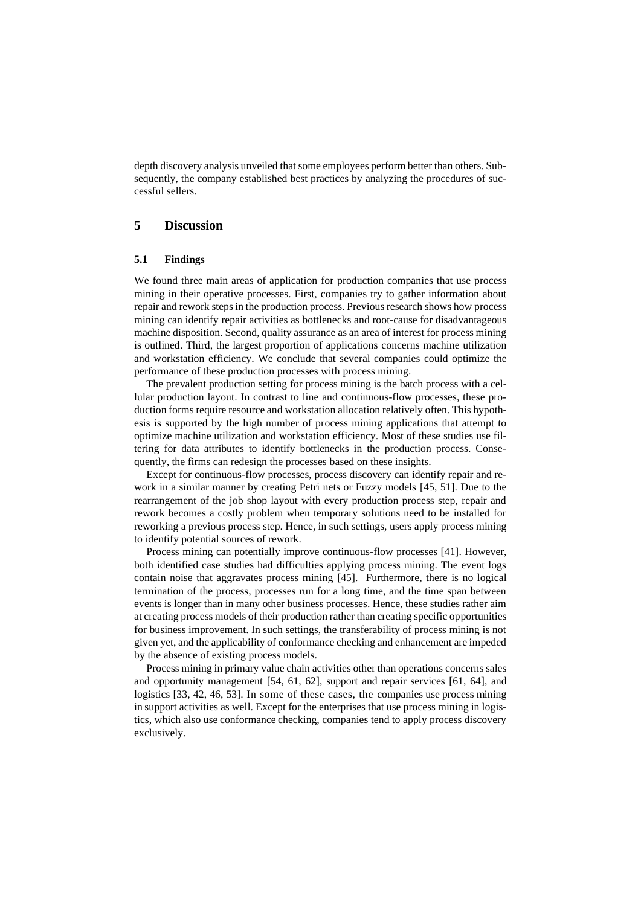depth discovery analysis unveiled that some employees perform better than others. Subsequently, the company established best practices by analyzing the procedures of successful sellers.

# 5 Discussion

## 5.1 Findings

We found three main areas of application for production companies that use process mining in their operative processes. First, companies try to gather information about repair and rework steps in the production process. Previous research shows how process mining can identify repair activities as bottlenecks and root-cause for disadvantageous machine disposition. Second, quality assurance as an area of interest for process mining is outlined. Third, the largest proportion of applications concerns machine utilization and workstation efficiency. We conclude that several companies could optimize the performance of these production processes with process mining.

The prevalent production setting for process mining is the batch process with a cellular production layout. In contrast to line and continuous-flow processes, these production forms require resource and workstation allocation relatively often. This hypothesis is supported by the high number of process mining applications that attempt to optimize machine utilization and workstation efficiency. Most of these studies use filtering for data attributes to identify bottlenecks in the production process. Consequently, the firms can redesign the processes based on these insights.

Except for continuous-flow processes, process discovery can identify repair and rework in a similar manner by creating Petri nets or Fuzzy models [45, 51]. Due to the rearrangement of the job shop layout with every production process step, repair and rework becomes a costly problem when temporary solutions need to be installed for reworking a previous process step. Hence, in such settings, users apply process mining to identify potential sources of rework.

Process mining can potentially improve continuous-flow processes [41]. However, both identified case studies had difficulties applying process mining. The event logs contain noise that aggravates process mining [45]. Furthermore, there is no logical termination of the process, processes run for a long time, and the time span between events is longer than in many other business processes. Hence, these studies rather aim at creating process models of their production rather than creating specific opportunities for business improvement. In such settings, the transferability of process mining is not given yet, and the applicability of conformance checking and enhancement are impeded by the absence of existing process models.

Process mining in primary value chain activities other than operations concerns sales and opportunity management [54, 61, 62], support and repair services [61, 64], and logistics [33, 42, 46, 53]. In some of these cases, the companies use process mining in support activities as well. Except for the enterprises that use process mining in logistics, which also use conformance checking, companies tend to apply process discovery exclusively.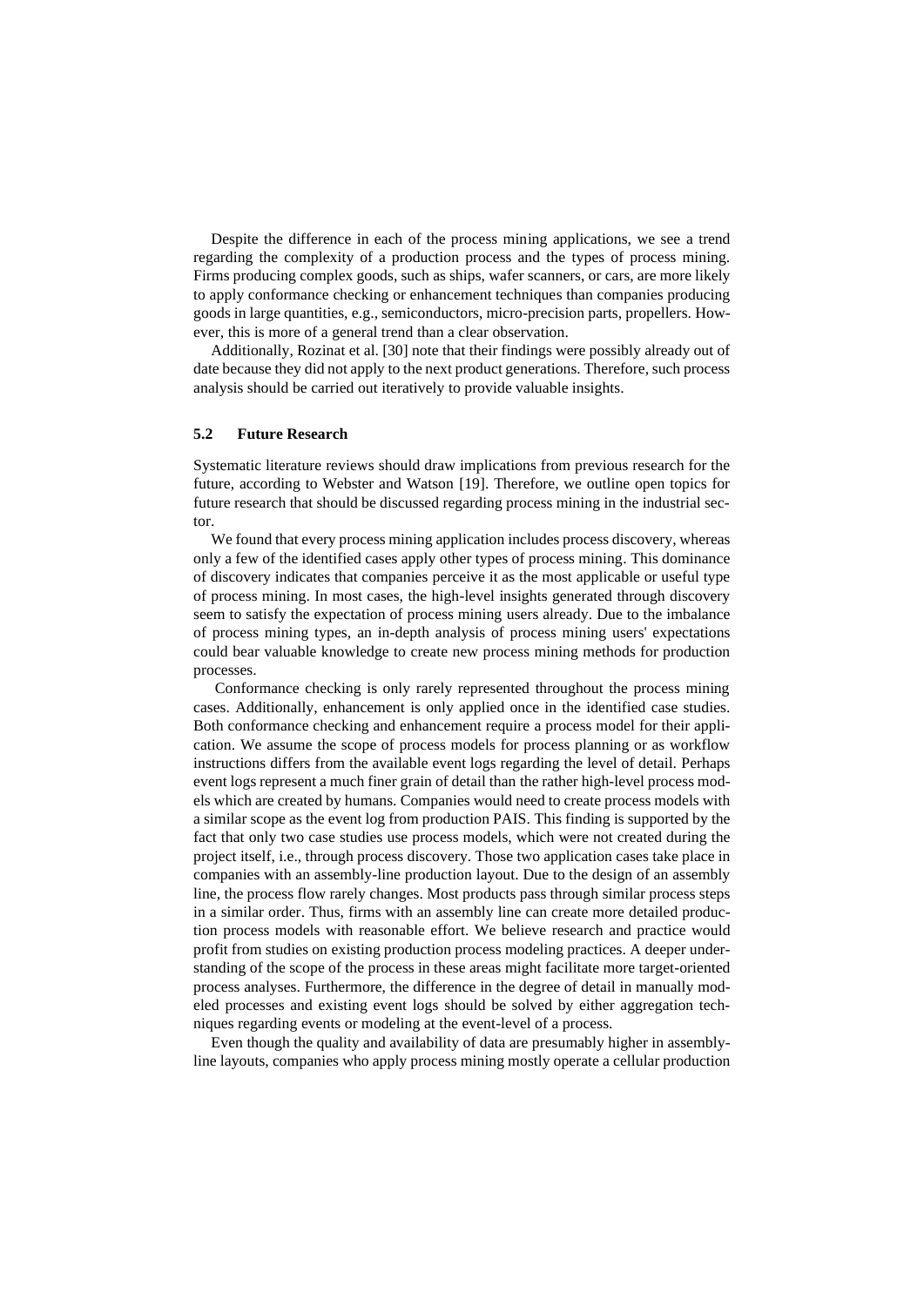Despite the difference in each of the process mining applications, we see a trend regarding the complexity of a production process and the types of process mining. Firms producing complex goods, such as ships, wafer scanners, or cars, are more likely to apply conformance checking or enhancement techniques than companies producing goods in large quantities, e.g., semiconductors, micro-precision parts, propellers. However, this is more of a general trend than a clear observation.

Additionally, Rozinat et al. [30] note that their findings were possibly already out of date because they did not apply to the next product generations. Therefore, such process analysis should be carried out iteratively to provide valuable insights.

### 5.2 Future Research

Systematic literature reviews should draw implications from previous research for the future, according to Webster and Watson [19]. Therefore, we outline open topics for future research that should be discussed regarding process mining in the industrial sector.

We found that every process mining application includes process discovery, whereas only a few of the identified cases apply other types of process mining. This dominance of discovery indicates that companies perceive it as the most applicable or useful type of process mining. In most cases, the high-level insights generated through discovery seem to satisfy the expectation of process mining users already. Due to the imbalance of process mining types, an in-depth analysis of process mining users' expectations could bear valuable knowledge to create new process mining methods for production processes.

Conformance checking is only rarely represented throughout the process mining cases. Additionally, enhancement is only applied once in the identified case studies. Both conformance checking and enhancement require a process model for their application. We assume the scope of process models for process planning or as workflow instructions differs from the available event logs regarding the level of detail. Perhaps event logs represent a much finer grain of detail than the rather high-level process models which are created by humans. Companies would need to create process models with a similar scope as the event log from production PAIS. This finding is supported by the fact that only two case studies use process models, which were not created during the project itself, i.e., through process discovery. Those two application cases take place in companies with an assembly-line production layout. Due to the design of an assembly line, the process flow rarely changes. Most products pass through similar process steps in a similar order. Thus, firms with an assembly line can create more detailed production process models with reasonable effort. We believe research and practice would profit from studies on existing production process modeling practices. A deeper understanding of the scope of the process in these areas might facilitate more target-oriented process analyses. Furthermore, the difference in the degree of detail in manually modeled processes and existing event logs should be solved by either aggregation techniques regarding events or modeling at the event-level of a process.

Even though the quality and availability of data are presumably higher in assembly-line layouts, companies who apply process mining mostly operate a cellular production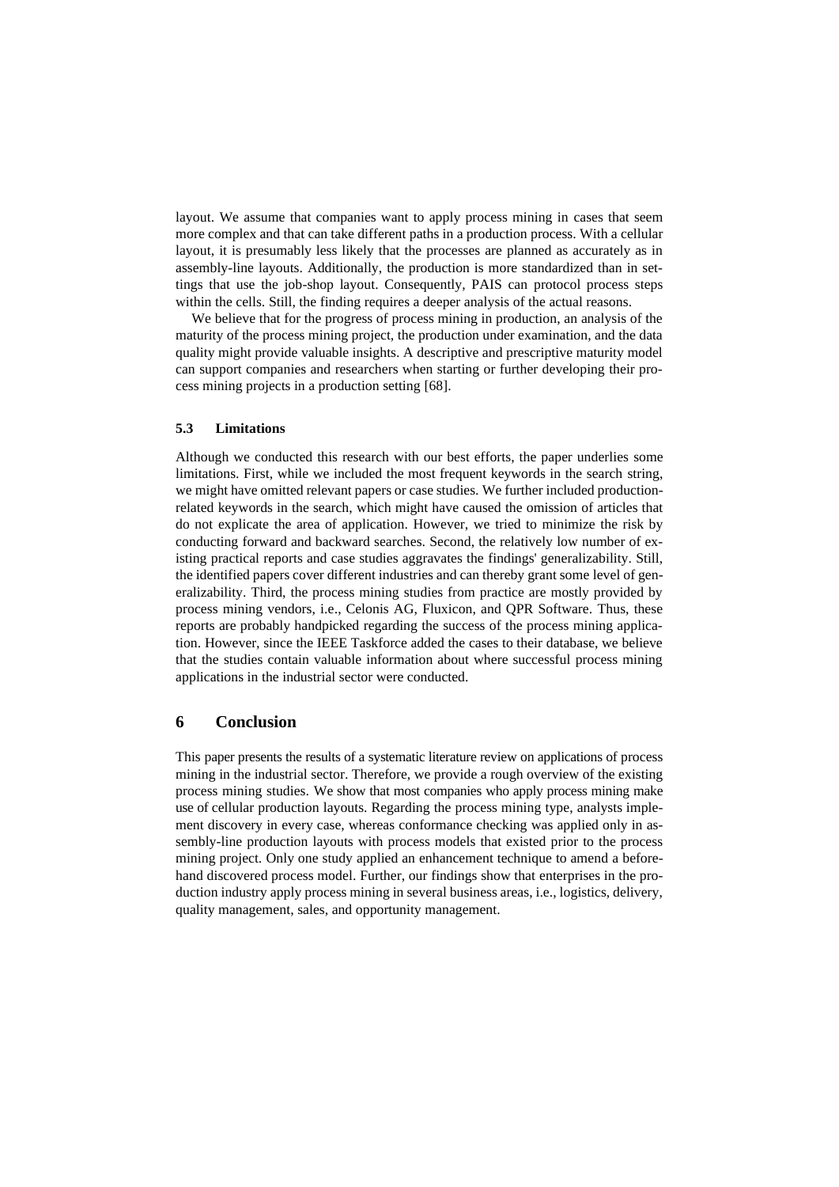layout. We assume that companies want to apply process mining in cases that seem more complex and that can take different paths in a production process. With a cellular layout, it is presumably less likely that the processes are planned as accurately as in assembly-line layouts. Additionally, the production is more standardized than in settings that use the job-shop layout. Consequently, PAIS can protocol process steps within the cells. Still, the finding requires a deeper analysis of the actual reasons.

We believe that for the progress of process mining in production, an analysis of the maturity of the process mining project, the production under examination, and the data quality might provide valuable insights. A descriptive and prescriptive maturity model can support companies and researchers when starting or further developing their process mining projects in a production setting [68].

### 5.3 Limitations

Although we conducted this research with our best efforts, the paper underlies some limitations. First, while we included the most frequent keywords in the search string, we might have omitted relevant papers or case studies. We further included production-related keywords in the search, which might have caused the omission of articles that do not explicate the area of application. However, we tried to minimize the risk by conducting forward and backward searches. Second, the relatively low number of existing practical reports and case studies aggravates the findings' generalizability. Still, the identified papers cover different industries and can thereby grant some level of generalizability. Third, the process mining studies from practice are mostly provided by process mining vendors, i.e., Celonis AG, Fluxicon, and QPR Software. Thus, these reports are probably handpicked regarding the success of the process mining application. However, since the IEEE Taskforce added the cases to their database, we believe that the studies contain valuable information about where successful process mining applications in the industrial sector were conducted.

## 6 Conclusion

This paper presents the results of a systematic literature review on applications of process mining in the industrial sector. Therefore, we provide a rough overview of the existing process mining studies. We show that most companies who apply process mining make use of cellular production layouts. Regarding the process mining type, analysts implement discovery in every case, whereas conformance checking was applied only in assembly-line production layouts with process models that existed prior to the process mining project. Only one study applied an enhancement technique to amend a beforehand discovered process model. Further, our findings show that enterprises in the production industry apply process mining in several business areas, i.e., logistics, delivery, quality management, sales, and opportunity management.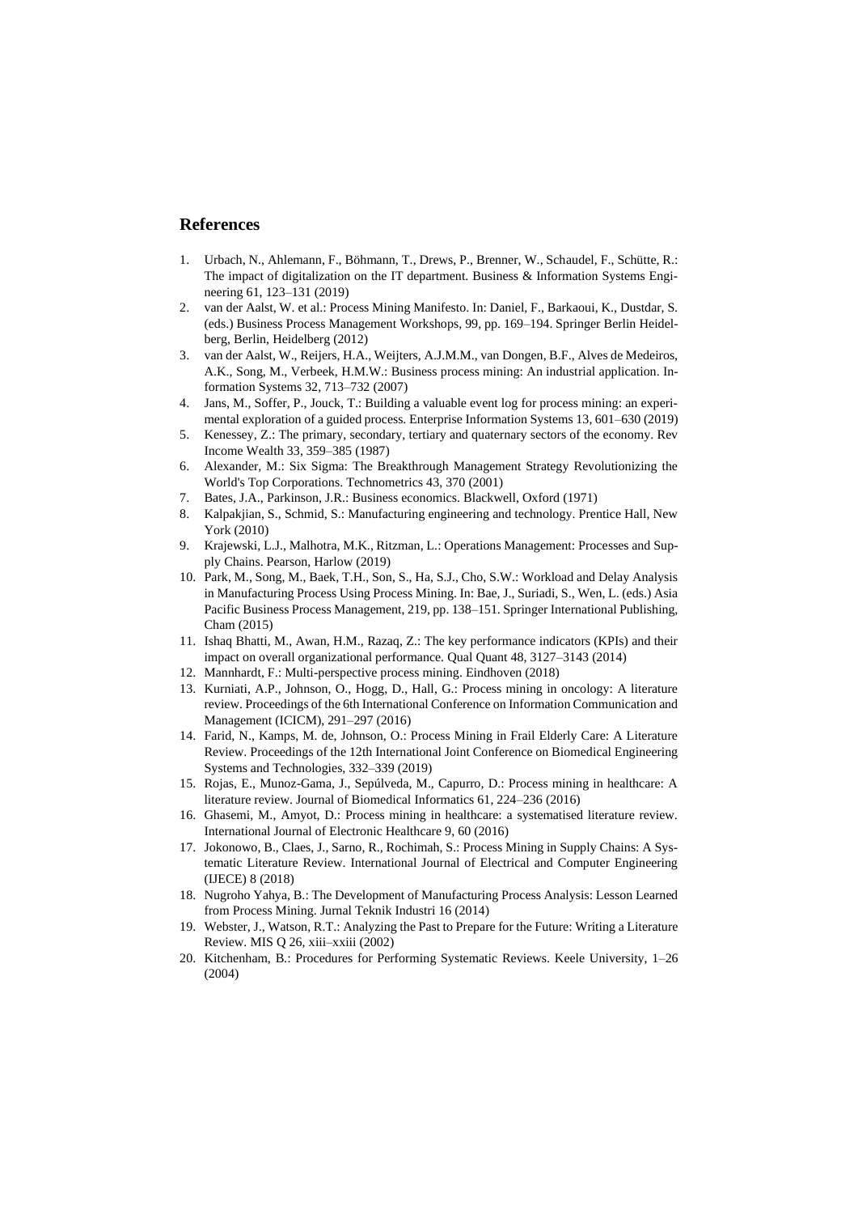## References

1. Urbach, N., Ahlemann, F., Böhmann, T., Drews, P., Brenner, W., Schaudel, F., Schütte, R.: The impact of digitalization on the IT department. Business & Information Systems Engineering 61, 123–131 (2019)
2. van der Aalst, W. et al.: Process Mining Manifesto. In: Daniel, F., Barkaoui, K., Dustdar, S. (eds.) Business Process Management Workshops, 99, pp. 169–194. Springer Berlin Heidelberg, Berlin, Heidelberg (2012)
3. van der Aalst, W., Reijers, H.A., Weijters, A.J.M.M., van Dongen, B.F., Alves de Medeiros, A.K., Song, M., Verbeek, H.M.W.: Business process mining: An industrial application. Information Systems 32, 713–732 (2007)
4. Jans, M., Soffer, P., Jouck, T.: Building a valuable event log for process mining: an experimental exploration of a guided process. Enterprise Information Systems 13, 601–630 (2019)
5. Kenessey, Z.: The primary, secondary, tertiary and quaternary sectors of the economy. Rev Income Wealth 33, 359–385 (1987)
6. Alexander, M.: Six Sigma: The Breakthrough Management Strategy Revolutionizing the World's Top Corporations. Technometrics 43, 370 (2001)
7. Bates, J.A., Parkinson, J.R.: Business economics. Blackwell, Oxford (1971)
8. Kalpakjian, S., Schmid, S.: Manufacturing engineering and technology. Prentice Hall, New York (2010)
9. Krajewski, L.J., Malhotra, M.K., Ritzman, L.: Operations Management: Processes and Supply Chains. Pearson, Harlow (2019)
10. Park, M., Song, M., Baek, T.H., Son, S., Ha, S.J., Cho, S.W.: Workload and Delay Analysis in Manufacturing Process Using Process Mining. In: Bae, J., Suriadi, S., Wen, L. (eds.) Asia Pacific Business Process Management, 219, pp. 138–151. Springer International Publishing, Cham (2015)
11. Ishaq Bhatti, M., Awan, H.M., Razaq, Z.: The key performance indicators (KPIs) and their impact on overall organizational performance. Qual Quant 48, 3127–3143 (2014)
12. Mannhardt, F.: Multi-perspective process mining. Eindhoven (2018)
13. Kurniati, A.P., Johnson, O., Hogg, D., Hall, G.: Process mining in oncology: A literature review. Proceedings of the 6th International Conference on Information Communication and Management (ICICM), 291–297 (2016)
14. Farid, N., Kamps, M. de, Johnson, O.: Process Mining in Frail Elderly Care: A Literature Review. Proceedings of the 12th International Joint Conference on Biomedical Engineering Systems and Technologies, 332–339 (2019)
15. Rojas, E., Munoz-Gama, J., Sepúlveda, M., Capurro, D.: Process mining in healthcare: A literature review. Journal of Biomedical Informatics 61, 224–236 (2016)
16. Ghasemi, M., Amyot, D.: Process mining in healthcare: a systematised literature review. International Journal of Electronic Healthcare 9, 60 (2016)
17. Jokonowo, B., Claes, J., Sarno, R., Rochimah, S.: Process Mining in Supply Chains: A Systematic Literature Review. International Journal of Electrical and Computer Engineering (IJECE) 8 (2018)
18. Nugroho Yahya, B.: The Development of Manufacturing Process Analysis: Lesson Learned from Process Mining. Jurnal Teknik Industri 16 (2014)
19. Webster, J., Watson, R.T.: Analyzing the Past to Prepare for the Future: Writing a Literature Review. MIS Q 26, xiii–xxiii (2002)
20. Kitchenham, B.: Procedures for Performing Systematic Reviews. Keele University, 1–26 (2004)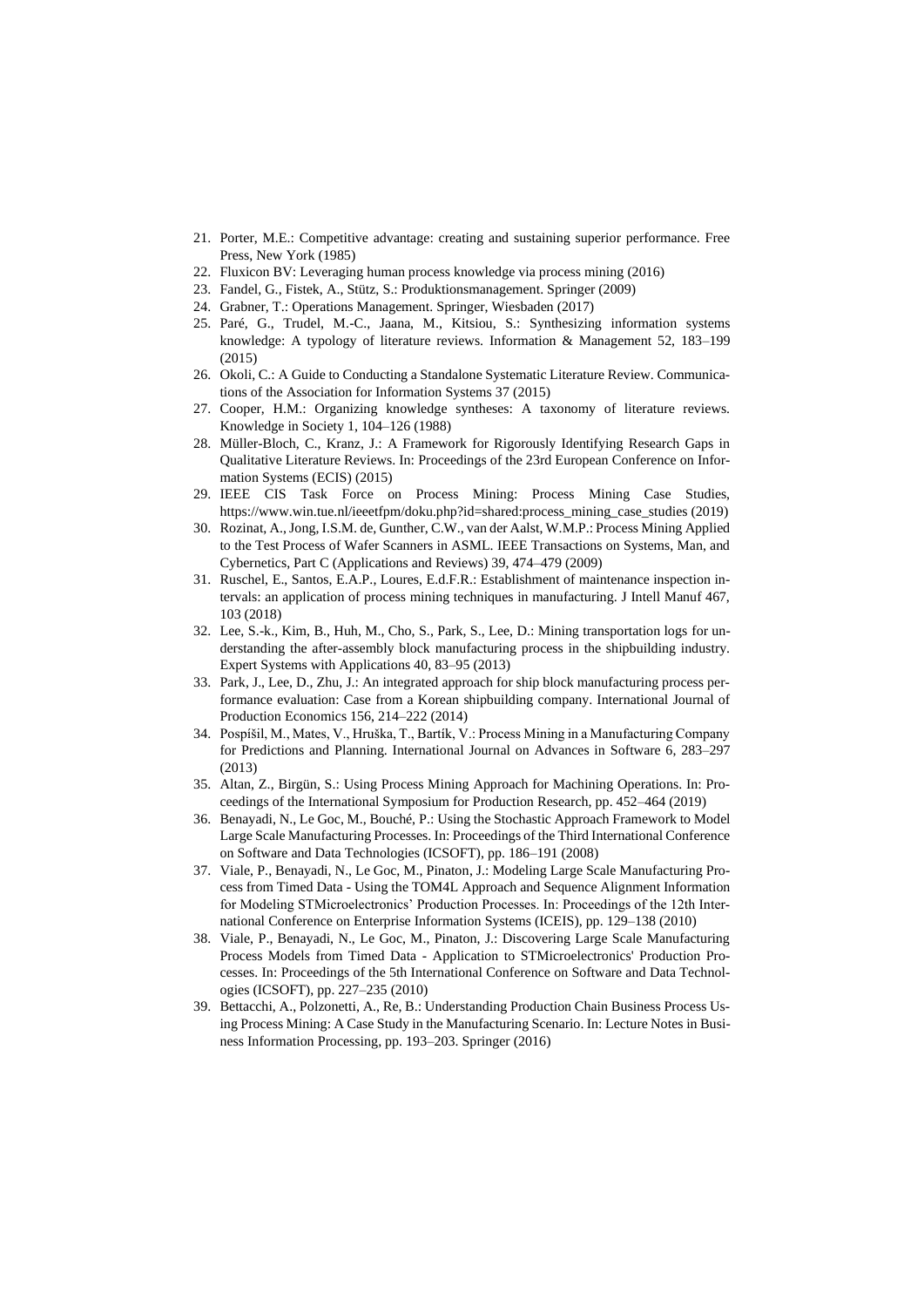21. Porter, M.E.: Competitive advantage: creating and sustaining superior performance. Free Press, New York (1985)
22. Fluxicon BV: Leveraging human process knowledge via process mining (2016)
23. Fandel, G., Fistek, A., Stütz, S.: Produktionsmanagement. Springer (2009)
24. Grabner, T.: Operations Management. Springer, Wiesbaden (2017)
25. Paré, G., Trudel, M.-C., Jaana, M., Kitsiou, S.: Synthesizing information systems knowledge: A typology of literature reviews. Information & Management 52, 183–199 (2015)
26. Okoli, C.: A Guide to Conducting a Standalone Systematic Literature Review. Communications of the Association for Information Systems 37 (2015)
27. Cooper, H.M.: Organizing knowledge syntheses: A taxonomy of literature reviews. Knowledge in Society 1, 104–126 (1988)
28. Müller-Bloch, C., Kranz, J.: A Framework for Rigorously Identifying Research Gaps in Qualitative Literature Reviews. In: Proceedings of the 23rd European Conference on Information Systems (ECIS) (2015)
29. IEEE CIS Task Force on Process Mining: Process Mining Case Studies, https://www.win.tue.nl/ieeetfpm/doku.php?id=shared:process_mining_case_studies (2019)
30. Rozinat, A., Jong, I.S.M. de, Gunther, C.W., van der Aalst, W.M.P.: Process Mining Applied to the Test Process of Wafer Scanners in ASML. IEEE Transactions on Systems, Man, and Cybernetics, Part C (Applications and Reviews) 39, 474–479 (2009)
31. Ruschel, E., Santos, E.A.P., Loures, E.d.F.R.: Establishment of maintenance inspection intervals: an application of process mining techniques in manufacturing. J Intell Manuf 467, 103 (2018)
32. Lee, S.-k., Kim, B., Huh, M., Cho, S., Park, S., Lee, D.: Mining transportation logs for understanding the after-assembly block manufacturing process in the shipbuilding industry. Expert Systems with Applications 40, 83–95 (2013)
33. Park, J., Lee, D., Zhu, J.: An integrated approach for ship block manufacturing process performance evaluation: Case from a Korean shipbuilding company. International Journal of Production Economics 156, 214–222 (2014)
34. Pospíšil, M., Mates, V., Hruška, T., Bartík, V.: Process Mining in a Manufacturing Company for Predictions and Planning. International Journal on Advances in Software 6, 283–297 (2013)
35. Altan, Z., Birgün, S.: Using Process Mining Approach for Machining Operations. In: Proceedings of the International Symposium for Production Research, pp. 452–464 (2019)
36. Benayadi, N., Le Goc, M., Bouché, P.: Using the Stochastic Approach Framework to Model Large Scale Manufacturing Processes. In: Proceedings of the Third International Conference on Software and Data Technologies (ICSOFT), pp. 186–191 (2008)
37. Viale, P., Benayadi, N., Le Goc, M., Pinaton, J.: Modeling Large Scale Manufacturing Process from Timed Data - Using the TOM4L Approach and Sequence Alignment Information for Modeling STMicroelectronics' Production Processes. In: Proceedings of the 12th International Conference on Enterprise Information Systems (ICEIS), pp. 129–138 (2010)
38. Viale, P., Benayadi, N., Le Goc, M., Pinaton, J.: Discovering Large Scale Manufacturing Process Models from Timed Data - Application to STMicroelectronics' Production Processes. In: Proceedings of the 5th International Conference on Software and Data Technologies (ICSOFT), pp. 227–235 (2010)
39. Bettacchi, A., Polzonetti, A., Re, B.: Understanding Production Chain Business Process Using Process Mining: A Case Study in the Manufacturing Scenario. In: Lecture Notes in Business Information Processing, pp. 193–203. Springer (2016)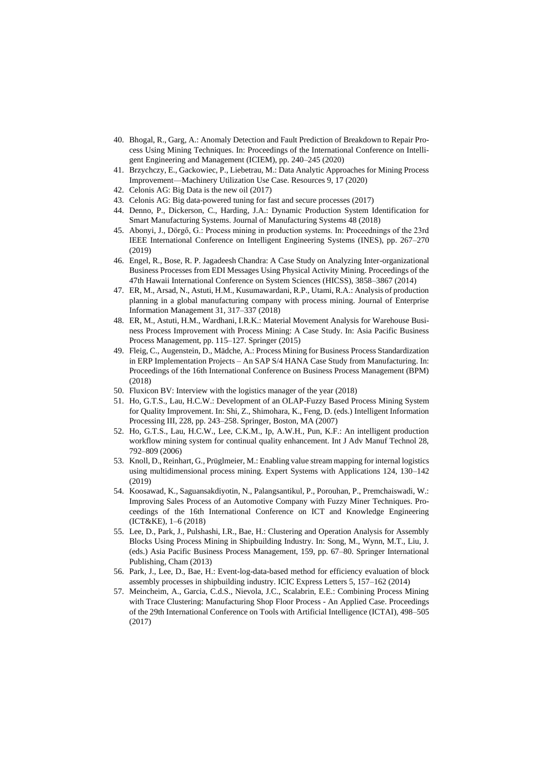40. Bhogal, R., Garg, A.: Anomaly Detection and Fault Prediction of Breakdown to Repair Process Using Mining Techniques. In: Proceedings of the International Conference on Intelligent Engineering and Management (ICIEM), pp. 240–245 (2020)
41. Brzychczy, E., Gackowiec, P., Liebetrau, M.: Data Analytic Approaches for Mining Process Improvement—Machinery Utilization Use Case. Resources 9, 17 (2020)
42. Celonis AG: Big Data is the new oil (2017)
43. Celonis AG: Big data-powered tuning for fast and secure processes (2017)
44. Denno, P., Dickerson, C., Harding, J.A.: Dynamic Production System Identification for Smart Manufacturing Systems. Journal of Manufacturing Systems 48 (2018)
45. Abonyi, J., Dörgő, G.: Process mining in production systems. In: Proceednings of the 23rd IEEE International Conference on Intelligent Engineering Systems (INES), pp. 267–270 (2019)
46. Engel, R., Bose, R. P. Jagadeesh Chandra: A Case Study on Analyzing Inter-organizational Business Processes from EDI Messages Using Physical Activity Mining. Proceedings of the 47th Hawaii International Conference on System Sciences (HICSS), 3858–3867 (2014)
47. ER, M., Arsad, N., Astuti, H.M., Kusumawardani, R.P., Utami, R.A.: Analysis of production planning in a global manufacturing company with process mining. Journal of Enterprise Information Management 31, 317–337 (2018)
48. ER, M., Astuti, H.M., Wardhani, I.R.K.: Material Movement Analysis for Warehouse Business Process Improvement with Process Mining: A Case Study. In: Asia Pacific Business Process Management, pp. 115–127. Springer (2015)
49. Fleig, C., Augenstein, D., Mädche, A.: Process Mining for Business Process Standardization in ERP Implementation Projects – An SAP S/4 HANA Case Study from Manufacturing. In: Proceedings of the 16th International Conference on Business Process Management (BPM) (2018)
50. Fluxicon BV: Interview with the logistics manager of the year (2018)
51. Ho, G.T.S., Lau, H.C.W.: Development of an OLAP-Fuzzy Based Process Mining System for Quality Improvement. In: Shi, Z., Shimohara, K., Feng, D. (eds.) Intelligent Information Processing III, 228, pp. 243–258. Springer, Boston, MA (2007)
52. Ho, G.T.S., Lau, H.C.W., Lee, C.K.M., Ip, A.W.H., Pun, K.F.: An intelligent production workflow mining system for continual quality enhancement. Int J Adv Manuf Technol 28, 792–809 (2006)
53. Knoll, D., Reinhart, G., Prüglmeier, M.: Enabling value stream mapping for internal logistics using multidimensional process mining. Expert Systems with Applications 124, 130–142 (2019)
54. Koosawad, K., Saguansakdiyotin, N., Palangsantikul, P., Porouhan, P., Premchaiswadi, W.: Improving Sales Process of an Automotive Company with Fuzzy Miner Techniques. Proceedings of the 16th International Conference on ICT and Knowledge Engineering (ICT&KE), 1–6 (2018)
55. Lee, D., Park, J., Pulshashi, I.R., Bae, H.: Clustering and Operation Analysis for Assembly Blocks Using Process Mining in Shipbuilding Industry. In: Song, M., Wynn, M.T., Liu, J. (eds.) Asia Pacific Business Process Management, 159, pp. 67–80. Springer International Publishing, Cham (2013)
56. Park, J., Lee, D., Bae, H.: Event-log-data-based method for efficiency evaluation of block assembly processes in shipbuilding industry. ICIC Express Letters 5, 157–162 (2014)
57. Meincheim, A., Garcia, C.d.S., Nievola, J.C., Scalabrin, E.E.: Combining Process Mining with Trace Clustering: Manufacturing Shop Floor Process - An Applied Case. Proceedings of the 29th International Conference on Tools with Artificial Intelligence (ICTAI), 498–505 (2017)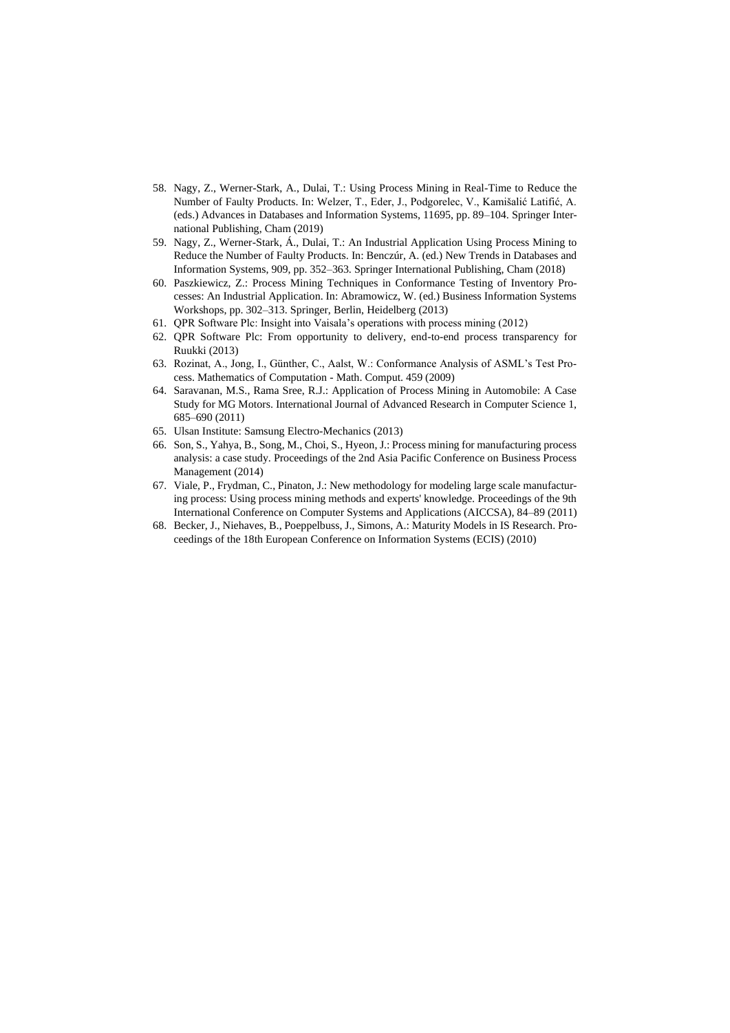58. Nagy, Z., Werner-Stark, A., Dulai, T.: Using Process Mining in Real-Time to Reduce the Number of Faulty Products. In: Welzer, T., Eder, J., Podgorelec, V., Kamišalić Latifić, A. (eds.) Advances in Databases and Information Systems, 11695, pp. 89–104. Springer International Publishing, Cham (2019)
59. Nagy, Z., Werner-Stark, Á., Dulai, T.: An Industrial Application Using Process Mining to Reduce the Number of Faulty Products. In: Benczúr, A. (ed.) New Trends in Databases and Information Systems, 909, pp. 352–363. Springer International Publishing, Cham (2018)
60. Paszkiewicz, Z.: Process Mining Techniques in Conformance Testing of Inventory Processes: An Industrial Application. In: Abramowicz, W. (ed.) Business Information Systems Workshops, pp. 302–313. Springer, Berlin, Heidelberg (2013)
61. QPR Software Plc: Insight into Vaisala's operations with process mining (2012)
62. QPR Software Plc: From opportunity to delivery, end-to-end process transparency for Ruukki (2013)
63. Rozinat, A., Jong, I., Günther, C., Aalst, W.: Conformance Analysis of ASML's Test Process. Mathematics of Computation - Math. Comput. 459 (2009)
64. Saravanan, M.S., Rama Sree, R.J.: Application of Process Mining in Automobile: A Case Study for MG Motors. International Journal of Advanced Research in Computer Science 1, 685–690 (2011)
65. Ulsan Institute: Samsung Electro-Mechanics (2013)
66. Son, S., Yahya, B., Song, M., Choi, S., Hyeon, J.: Process mining for manufacturing process analysis: a case study. Proceedings of the 2nd Asia Pacific Conference on Business Process Management (2014)
67. Viale, P., Frydman, C., Pinaton, J.: New methodology for modeling large scale manufacturing process: Using process mining methods and experts' knowledge. Proceedings of the 9th International Conference on Computer Systems and Applications (AICCSA), 84–89 (2011)
68. Becker, J., Niehaves, B., Poeppelbuss, J., Simons, A.: Maturity Models in IS Research. Proceedings of the 18th European Conference on Information Systems (ECIS) (2010)